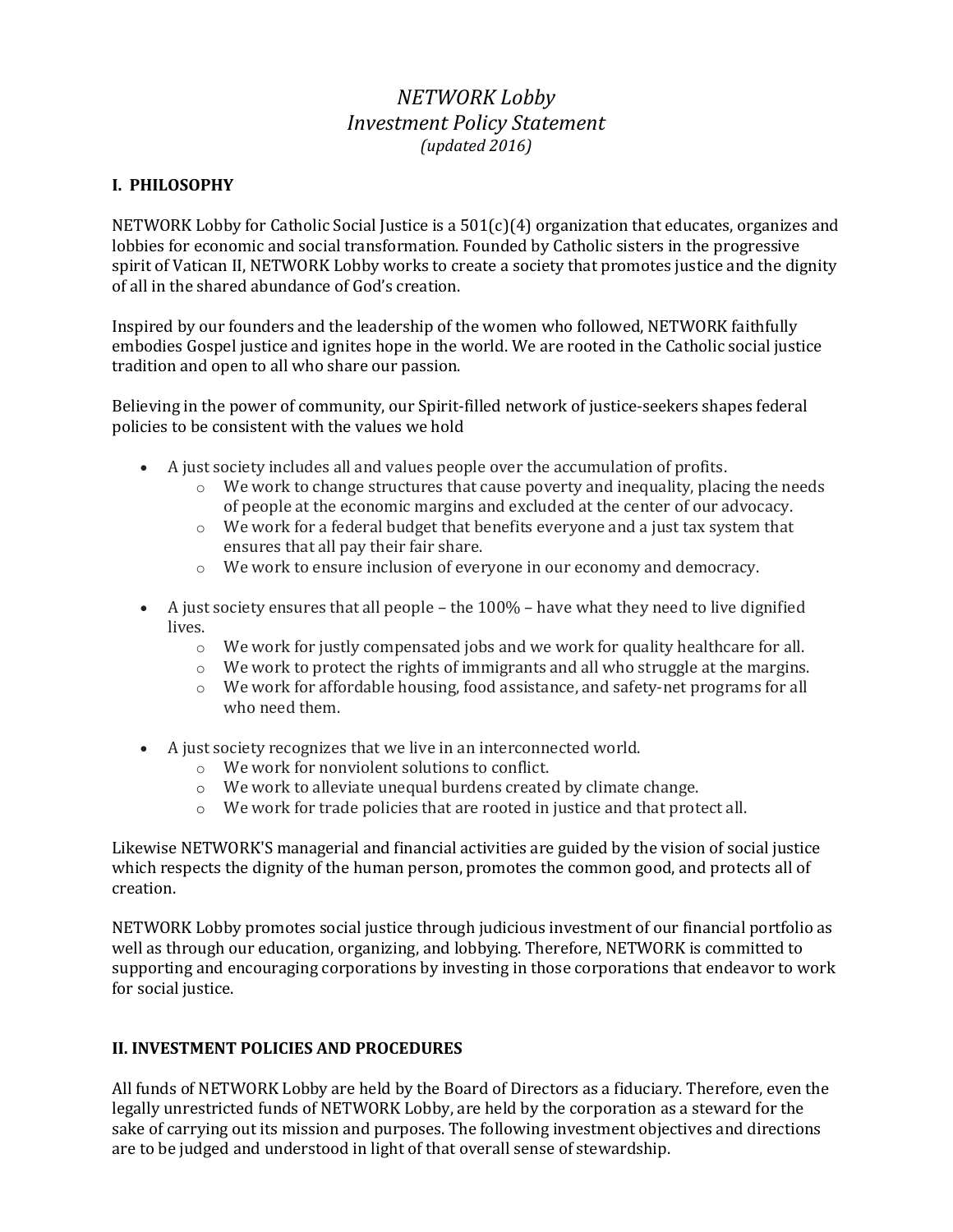# *NETWORK Lobby*
# *Investment Policy Statement*

*(updated 2016)*

## I. PHILOSOPHY

NETWORK Lobby for Catholic Social Justice is a 501(c)(4) organization that educates, organizes and lobbies for economic and social transformation. Founded by Catholic sisters in the progressive spirit of Vatican II, NETWORK Lobby works to create a society that promotes justice and the dignity of all in the shared abundance of God's creation.

Inspired by our founders and the leadership of the women who followed, NETWORK faithfully embodies Gospel justice and ignites hope in the world. We are rooted in the Catholic social justice tradition and open to all who share our passion.

Believing in the power of community, our Spirit-filled network of justice-seekers shapes federal policies to be consistent with the values we hold

- A just society includes all and values people over the accumulation of profits.
  - We work to change structures that cause poverty and inequality, placing the needs of people at the economic margins and excluded at the center of our advocacy.
  - We work for a federal budget that benefits everyone and a just tax system that ensures that all pay their fair share.
  - We work to ensure inclusion of everyone in our economy and democracy.
- A just society ensures that all people – the 100% – have what they need to live dignified lives.
  - We work for justly compensated jobs and we work for quality healthcare for all.
  - We work to protect the rights of immigrants and all who struggle at the margins.
  - We work for affordable housing, food assistance, and safety-net programs for all who need them.
- A just society recognizes that we live in an interconnected world.
  - We work for nonviolent solutions to conflict.
  - We work to alleviate unequal burdens created by climate change.
  - We work for trade policies that are rooted in justice and that protect all.

Likewise NETWORK'S managerial and financial activities are guided by the vision of social justice which respects the dignity of the human person, promotes the common good, and protects all of creation.

NETWORK Lobby promotes social justice through judicious investment of our financial portfolio as well as through our education, organizing, and lobbying. Therefore, NETWORK is committed to supporting and encouraging corporations by investing in those corporations that endeavor to work for social justice.

## II. INVESTMENT POLICIES AND PROCEDURES

All funds of NETWORK Lobby are held by the Board of Directors as a fiduciary. Therefore, even the legally unrestricted funds of NETWORK Lobby, are held by the corporation as a steward for the sake of carrying out its mission and purposes. The following investment objectives and directions are to be judged and understood in light of that overall sense of stewardship.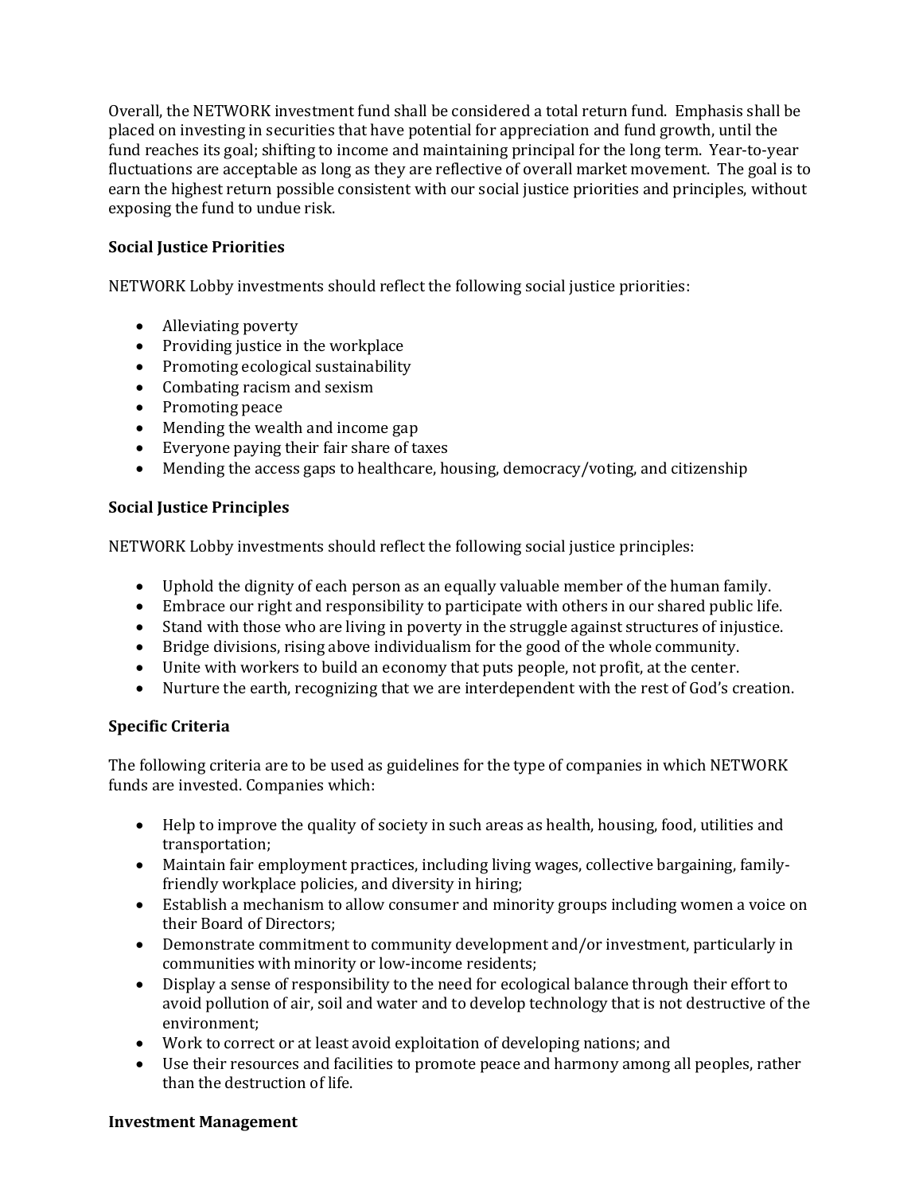Overall, the NETWORK investment fund shall be considered a total return fund. Emphasis shall be placed on investing in securities that have potential for appreciation and fund growth, until the fund reaches its goal; shifting to income and maintaining principal for the long term. Year-to-year fluctuations are acceptable as long as they are reflective of overall market movement. The goal is to earn the highest return possible consistent with our social justice priorities and principles, without exposing the fund to undue risk.

**Social Justice Priorities**

NETWORK Lobby investments should reflect the following social justice priorities:

- Alleviating poverty
- Providing justice in the workplace
- Promoting ecological sustainability
- Combating racism and sexism
- Promoting peace
- Mending the wealth and income gap
- Everyone paying their fair share of taxes
- Mending the access gaps to healthcare, housing, democracy/voting, and citizenship

**Social Justice Principles**

NETWORK Lobby investments should reflect the following social justice principles:

- Uphold the dignity of each person as an equally valuable member of the human family.
- Embrace our right and responsibility to participate with others in our shared public life.
- Stand with those who are living in poverty in the struggle against structures of injustice.
- Bridge divisions, rising above individualism for the good of the whole community.
- Unite with workers to build an economy that puts people, not profit, at the center.
- Nurture the earth, recognizing that we are interdependent with the rest of God's creation.

**Specific Criteria**

The following criteria are to be used as guidelines for the type of companies in which NETWORK funds are invested. Companies which:

- Help to improve the quality of society in such areas as health, housing, food, utilities and transportation;
- Maintain fair employment practices, including living wages, collective bargaining, family-friendly workplace policies, and diversity in hiring;
- Establish a mechanism to allow consumer and minority groups including women a voice on their Board of Directors;
- Demonstrate commitment to community development and/or investment, particularly in communities with minority or low-income residents;
- Display a sense of responsibility to the need for ecological balance through their effort to avoid pollution of air, soil and water and to develop technology that is not destructive of the environment;
- Work to correct or at least avoid exploitation of developing nations; and
- Use their resources and facilities to promote peace and harmony among all peoples, rather than the destruction of life.

**Investment Management**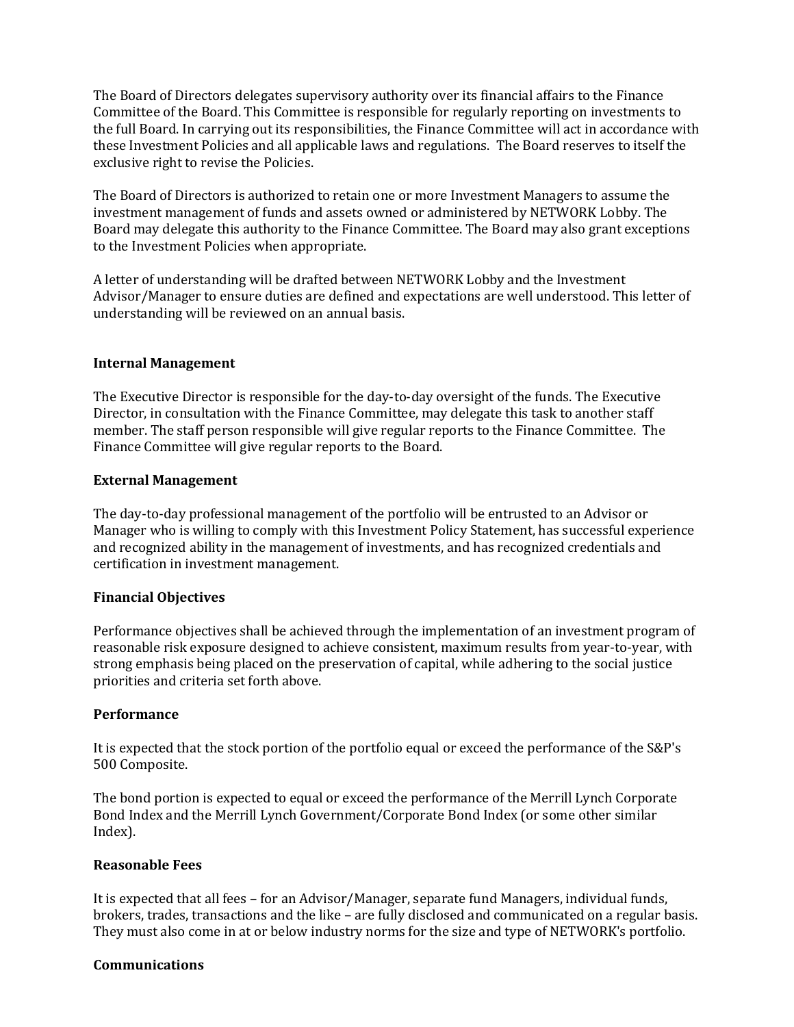The Board of Directors delegates supervisory authority over its financial affairs to the Finance Committee of the Board. This Committee is responsible for regularly reporting on investments to the full Board. In carrying out its responsibilities, the Finance Committee will act in accordance with these Investment Policies and all applicable laws and regulations. The Board reserves to itself the exclusive right to revise the Policies.

The Board of Directors is authorized to retain one or more Investment Managers to assume the investment management of funds and assets owned or administered by NETWORK Lobby. The Board may delegate this authority to the Finance Committee. The Board may also grant exceptions to the Investment Policies when appropriate.

A letter of understanding will be drafted between NETWORK Lobby and the Investment Advisor/Manager to ensure duties are defined and expectations are well understood. This letter of understanding will be reviewed on an annual basis.

**Internal Management**

The Executive Director is responsible for the day-to-day oversight of the funds. The Executive Director, in consultation with the Finance Committee, may delegate this task to another staff member. The staff person responsible will give regular reports to the Finance Committee. The Finance Committee will give regular reports to the Board.

**External Management**

The day-to-day professional management of the portfolio will be entrusted to an Advisor or Manager who is willing to comply with this Investment Policy Statement, has successful experience and recognized ability in the management of investments, and has recognized credentials and certification in investment management.

**Financial Objectives**

Performance objectives shall be achieved through the implementation of an investment program of reasonable risk exposure designed to achieve consistent, maximum results from year-to-year, with strong emphasis being placed on the preservation of capital, while adhering to the social justice priorities and criteria set forth above.

**Performance**

It is expected that the stock portion of the portfolio equal or exceed the performance of the S&P's 500 Composite.

The bond portion is expected to equal or exceed the performance of the Merrill Lynch Corporate Bond Index and the Merrill Lynch Government/Corporate Bond Index (or some other similar Index).

**Reasonable Fees**

It is expected that all fees – for an Advisor/Manager, separate fund Managers, individual funds, brokers, trades, transactions and the like – are fully disclosed and communicated on a regular basis. They must also come in at or below industry norms for the size and type of NETWORK's portfolio.

**Communications**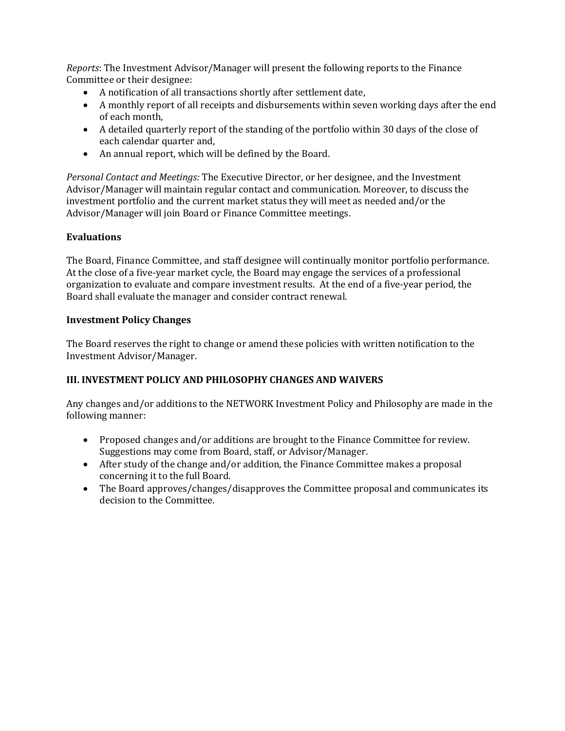*Reports*: The Investment Advisor/Manager will present the following reports to the Finance Committee or their designee:

- A notification of all transactions shortly after settlement date,
- A monthly report of all receipts and disbursements within seven working days after the end of each month,
- A detailed quarterly report of the standing of the portfolio within 30 days of the close of each calendar quarter and,
- An annual report, which will be defined by the Board.

*Personal Contact and Meetings:* The Executive Director, or her designee, and the Investment Advisor/Manager will maintain regular contact and communication. Moreover, to discuss the investment portfolio and the current market status they will meet as needed and/or the Advisor/Manager will join Board or Finance Committee meetings.

**Evaluations**

The Board, Finance Committee, and staff designee will continually monitor portfolio performance. At the close of a five-year market cycle, the Board may engage the services of a professional organization to evaluate and compare investment results. At the end of a five-year period, the Board shall evaluate the manager and consider contract renewal.

**Investment Policy Changes**

The Board reserves the right to change or amend these policies with written notification to the Investment Advisor/Manager.

## III. INVESTMENT POLICY AND PHILOSOPHY CHANGES AND WAIVERS

Any changes and/or additions to the NETWORK Investment Policy and Philosophy are made in the following manner:

- Proposed changes and/or additions are brought to the Finance Committee for review. Suggestions may come from Board, staff, or Advisor/Manager.
- After study of the change and/or addition, the Finance Committee makes a proposal concerning it to the full Board.
- The Board approves/changes/disapproves the Committee proposal and communicates its decision to the Committee.